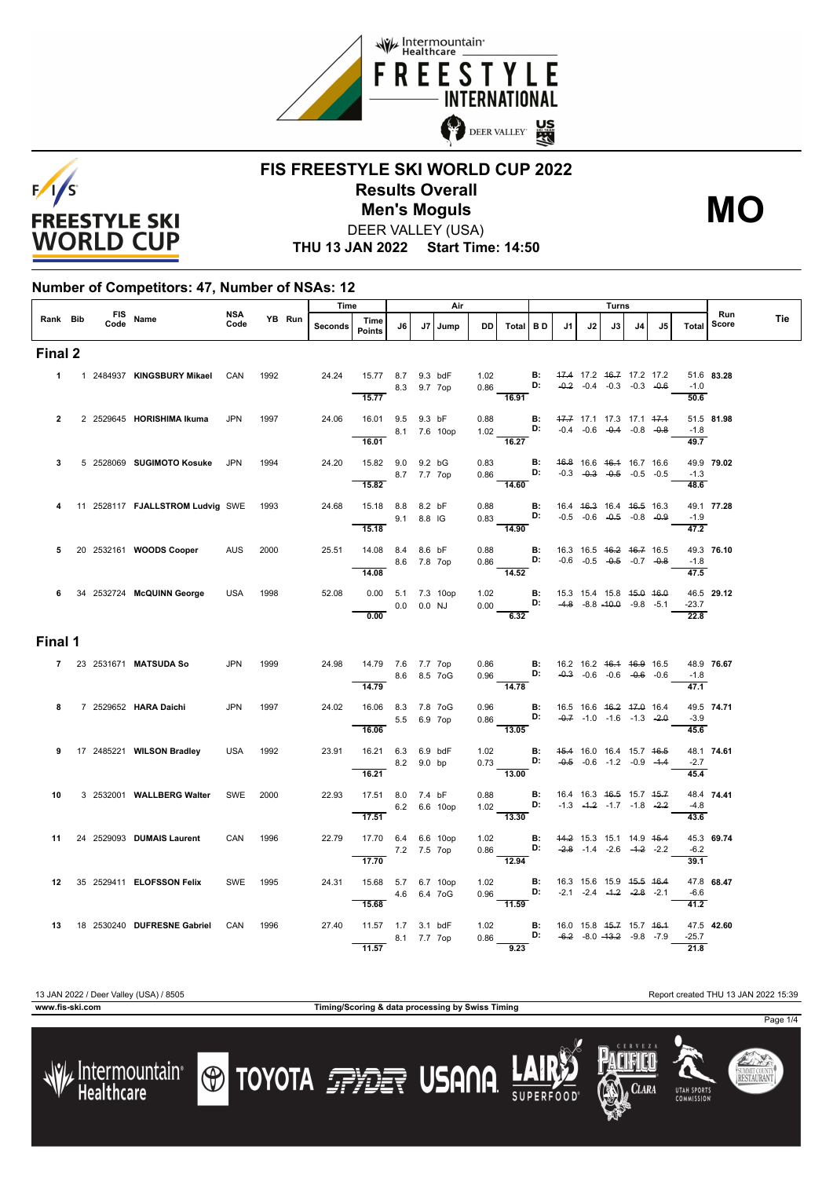# FIS FREESTYLE SKI WORLD CUP 2022

## Results Overall

## Men's Moguls

**MO**

DEER VALLEY (USA)

**THU 13 JAN 2022 Start Time: 14:50**

### Number of Competitors: 47, Number of NSAs: 12

| Rank | Bib | FIS Code | Name | NSA Code | YB | Run | Time Seconds | Time Points | J6 | J7 | Jump | DD | Air Total | BD | J1 | J2 | J3 | J4 | J5 | Turns Total | Run Score | Tie |
|---|---|---|---|---|---|---|---|---|---|---|---|---|---|---|---|---|---|---|---|---|---|---|
| **Final 2** | | | | | | | | | | | | | | | | | | | | | | |
| 1 | 1 | 2484937 | **KINGSBURY Mikael** | CAN | 1992 | | 24.24 | 15.77 | 8.7 | 9.3 | bdF | 1.02 | | B: | ~~17.4~~ | 17.2 | ~~16.7~~ | 17.2 | 17.2 | 51.6 | **83.28** | |
| | | | | | | | | | 8.3 | 9.7 | 7op | 0.86 | | D: | ~~-0.2~~ | -0.4 | -0.3 | -0.3 | ~~-0.6~~ | -1.0 | | |
| | | | | | | | | 15.77 | | | | | 16.91 | | | | | | | 50.6 | | |
| 2 | 2 | 2529645 | **HORISHIMA Ikuma** | JPN | 1997 | | 24.06 | 16.01 | 9.5 | 9.3 | bF | 0.88 | | B: | ~~17.7~~ | 17.1 | 17.3 | 17.1 | ~~17.1~~ | 51.5 | **81.98** | |
| | | | | | | | | | 8.1 | 7.6 | 10op | 1.02 | | D: | -0.4 | -0.6 | ~~-0.4~~ | -0.8 | ~~-0.8~~ | -1.8 | | |
| | | | | | | | | 16.01 | | | | | 16.27 | | | | | | | 49.7 | | |
| 3 | 5 | 2528069 | **SUGIMOTO Kosuke** | JPN | 1994 | | 24.20 | 15.82 | 9.0 | 9.2 | bG | 0.83 | | B: | ~~16.8~~ | 16.6 | ~~16.1~~ | 16.7 | 16.6 | 49.9 | **79.02** | |
| | | | | | | | | | 8.7 | 7.7 | 7op | 0.86 | | D: | -0.3 | ~~-0.3~~ | ~~-0.5~~ | -0.5 | -0.5 | -1.3 | | |
| | | | | | | | | 15.82 | | | | | 14.60 | | | | | | | 48.6 | | |
| 4 | 11 | 2528117 | **FJALLSTROM Ludvig** | SWE | 1993 | | 24.68 | 15.18 | 8.8 | 8.2 | bF | 0.88 | | B: | 16.4 | ~~16.3~~ | 16.4 | ~~16.5~~ | 16.3 | 49.1 | **77.28** | |
| | | | | | | | | | 9.1 | 8.8 | IG | 0.83 | | D: | -0.5 | -0.6 | ~~-0.5~~ | -0.8 | ~~-0.9~~ | -1.9 | | |
| | | | | | | | | 15.18 | | | | | 14.90 | | | | | | | 47.2 | | |
| 5 | 20 | 2532161 | **WOODS Cooper** | AUS | 2000 | | 25.51 | 14.08 | 8.4 | 8.6 | bF | 0.88 | | B: | 16.3 | 16.5 | ~~16.2~~ | ~~16.7~~ | 16.5 | 49.3 | **76.10** | |
| | | | | | | | | | 8.6 | 7.8 | 7op | 0.86 | | D: | -0.6 | -0.5 | ~~-0.5~~ | -0.7 | ~~-0.8~~ | -1.8 | | |
| | | | | | | | | 14.08 | | | | | 14.52 | | | | | | | 47.5 | | |
| 6 | 34 | 2532724 | **McQUINN George** | USA | 1998 | | 52.08 | 0.00 | 5.1 | 7.3 | 10op | 1.02 | | B: | 15.3 | 15.4 | 15.8 | ~~15.0~~ | ~~16.0~~ | 46.5 | **29.12** | |
| | | | | | | | | | 0.0 | 0.0 | NJ | 0.00 | | D: | ~~-4.8~~ | -8.8 | ~~-10.0~~ | -9.8 | -5.1 | -23.7 | | |
| | | | | | | | | 0.00 | | | | | 6.32 | | | | | | | 22.8 | | |
| **Final 1** | | | | | | | | | | | | | | | | | | | | | | |
| 7 | 23 | 2531671 | **MATSUDA So** | JPN | 1999 | | 24.98 | 14.79 | 7.6 | 7.7 | 7op | 0.86 | | B: | 16.2 | 16.2 | ~~16.1~~ | ~~16.9~~ | 16.5 | 48.9 | **76.67** | |
| | | | | | | | | | 8.6 | 8.5 | 7oG | 0.96 | | D: | ~~-0.3~~ | -0.6 | -0.6 | ~~-0.6~~ | -0.6 | -1.8 | | |
| | | | | | | | | 14.79 | | | | | 14.78 | | | | | | | 47.1 | | |
| 8 | 7 | 2529652 | **HARA Daichi** | JPN | 1997 | | 24.02 | 16.06 | 8.3 | 7.8 | 7oG | 0.96 | | B: | 16.5 | 16.6 | ~~16.2~~ | ~~17.0~~ | 16.4 | 49.5 | **74.71** | |
| | | | | | | | | | 5.5 | 6.9 | 7op | 0.86 | | D: | ~~-0.7~~ | -1.0 | -1.6 | -1.3 | ~~-2.0~~ | -3.9 | | |
| | | | | | | | | 16.06 | | | | | 13.05 | | | | | | | 45.6 | | |
| 9 | 17 | 2485221 | **WILSON Bradley** | USA | 1992 | | 23.91 | 16.21 | 6.3 | 6.9 | bdF | 1.02 | | B: | ~~15.4~~ | 16.0 | 16.4 | 15.7 | ~~16.5~~ | 48.1 | **74.61** | |
| | | | | | | | | | 8.2 | 9.0 | bp | 0.73 | | D: | ~~-0.5~~ | -0.6 | -1.2 | -0.9 | ~~-1.4~~ | -2.7 | | |
| | | | | | | | | 16.21 | | | | | 13.00 | | | | | | | 45.4 | | |
| 10 | 3 | 2532001 | **WALLBERG Walter** | SWE | 2000 | | 22.93 | 17.51 | 8.0 | 7.4 | bF | 0.88 | | B: | 16.4 | 16.3 | ~~16.5~~ | 15.7 | ~~15.7~~ | 48.4 | **74.41** | |
| | | | | | | | | | 6.2 | 6.6 | 10op | 1.02 | | D: | -1.3 | ~~-1.2~~ | -1.7 | -1.8 | ~~-2.2~~ | -4.8 | | |
| | | | | | | | | 17.51 | | | | | 13.30 | | | | | | | 43.6 | | |
| 11 | 24 | 2529093 | **DUMAIS Laurent** | CAN | 1996 | | 22.79 | 17.70 | 6.4 | 6.6 | 10op | 1.02 | | B: | ~~14.2~~ | 15.3 | 15.1 | 14.9 | ~~15.4~~ | 45.3 | **69.74** | |
| | | | | | | | | | 7.2 | 7.5 | 7op | 0.86 | | D: | ~~-2.8~~ | -1.4 | -2.6 | ~~-1.2~~ | -2.2 | -6.2 | | |
| | | | | | | | | 17.70 | | | | | 12.94 | | | | | | | 39.1 | | |
| 12 | 35 | 2529411 | **ELOFSSON Felix** | SWE | 1995 | | 24.31 | 15.68 | 5.7 | 6.7 | 10op | 1.02 | | B: | 16.3 | 15.6 | 15.9 | ~~15.5~~ | ~~16.4~~ | 47.8 | **68.47** | |
| | | | | | | | | | 4.6 | 6.4 | 7oG | 0.96 | | D: | -2.1 | -2.4 | ~~-1.2~~ | ~~-2.8~~ | -2.1 | -6.6 | | |
| | | | | | | | | 15.68 | | | | | 11.59 | | | | | | | 41.2 | | |
| 13 | 18 | 2530240 | **DUFRESNE Gabriel** | CAN | 1996 | | 27.40 | 11.57 | 1.7 | 3.1 | bdF | 1.02 | | B: | 16.0 | 15.8 | ~~15.7~~ | 15.7 | ~~16.1~~ | 47.5 | **42.60** | |
| | | | | | | | | | 8.1 | 7.7 | 7op | 0.86 | | D: | ~~-6.2~~ | -8.0 | ~~-13.2~~ | -9.8 | -7.9 | -25.7 | | |
| | | | | | | | | 11.57 | | | | | 9.23 | | | | | | | 21.8 | | |

13 JAN 2022 / Deer Valley (USA) / 8505 — Report created THU 13 JAN 2022 15:39

www.fis-ski.com — Timing/Scoring & data processing by Swiss Timing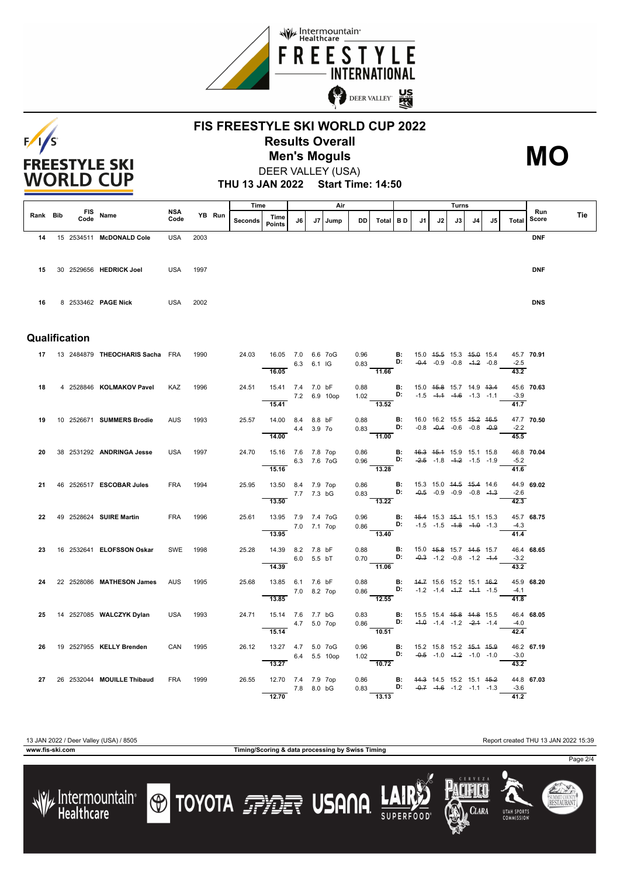# FIS FREESTYLE SKI WORLD CUP 2022

## Results Overall

## Men's Moguls

**MO**

DEER VALLEY (USA)

**THU 13 JAN 2022 Start Time: 14:50**

| Rank | Bib | FIS Code | Name | NSA Code | YB | Run | Time Seconds | Time Points | J6 | J7 | Jump | DD | Air Total | BD | J1 | J2 | J3 | J4 | J5 | Turns Total | Run Score | Tie |
|---|---|---|---|---|---|---|---|---|---|---|---|---|---|---|---|---|---|---|---|---|---|---|
| 14 | 15 | 2534511 | **McDONALD Cole** | USA | 2003 | | | | | | | | | | | | | | | | **DNF** | |
| 15 | 30 | 2529656 | **HEDRICK Joel** | USA | 1997 | | | | | | | | | | | | | | | | **DNF** | |
| 16 | 8 | 2533462 | **PAGE Nick** | USA | 2002 | | | | | | | | | | | | | | | | **DNS** | |

### Qualification

| Rank | Bib | FIS Code | Name | NSA Code | YB | Run | Time Seconds | Time Points | J6 | J7 | Jump | DD | Air Total | BD | J1 | J2 | J3 | J4 | J5 | Turns Total | Run Score | Tie |
|---|---|---|---|---|---|---|---|---|---|---|---|---|---|---|---|---|---|---|---|---|---|---|
| 17 | 13 | 2484879 | **THEOCHARIS Sacha** | FRA | 1990 | | 24.03 | 16.05 | 7.0 | 6.6 | 7oG | 0.96 | | B: | 15.0 | ~~15.5~~ | 15.3 | ~~15.0~~ | 15.4 | 45.7 | **70.91** | |
| | | | | | | | | | 6.3 | 6.1 | IG | 0.83 | | D: | ~~-0.4~~ | -0.9 | -0.8 | ~~-1.2~~ | -0.8 | -2.5 | | |
| | | | | | | | | 16.05 | | | | | 11.66 | | | | | | | 43.2 | | |
| 18 | 4 | 2528846 | **KOLMAKOV Pavel** | KAZ | 1996 | | 24.51 | 15.41 | 7.4 | 7.0 | bF | 0.88 | | B: | 15.0 | ~~15.8~~ | 15.7 | 14.9 | ~~13.4~~ | 45.6 | **70.63** | |
| | | | | | | | | | 7.2 | 6.9 | 10op | 1.02 | | D: | -1.5 | ~~-1.1~~ | ~~-1.6~~ | -1.3 | -1.1 | -3.9 | | |
| | | | | | | | | 15.41 | | | | | 13.52 | | | | | | | 41.7 | | |
| 19 | 10 | 2526671 | **SUMMERS Brodie** | AUS | 1993 | | 25.57 | 14.00 | 8.4 | 8.8 | bF | 0.88 | | B: | 16.0 | 16.2 | 15.5 | ~~15.2~~ | ~~16.5~~ | 47.7 | **70.50** | |
| | | | | | | | | | 4.4 | 3.9 | 7o | 0.83 | | D: | -0.8 | ~~-0.4~~ | -0.6 | -0.8 | ~~-0.9~~ | -2.2 | | |
| | | | | | | | | 14.00 | | | | | 11.00 | | | | | | | 45.5 | | |
| 20 | 38 | 2531292 | **ANDRINGA Jesse** | USA | 1997 | | 24.70 | 15.16 | 7.6 | 7.8 | 7op | 0.86 | | B: | ~~16.3~~ | ~~15.1~~ | 15.9 | 15.1 | 15.8 | 46.8 | **70.04** | |
| | | | | | | | | | 6.3 | 7.6 | 7oG | 0.96 | | D: | ~~-2.5~~ | -1.8 | ~~-1.2~~ | -1.5 | -1.9 | -5.2 | | |
| | | | | | | | | 15.16 | | | | | 13.28 | | | | | | | 41.6 | | |
| 21 | 46 | 2526517 | **ESCOBAR Jules** | FRA | 1994 | | 25.95 | 13.50 | 8.4 | 7.9 | 7op | 0.86 | | B: | 15.3 | 15.0 | ~~14.5~~ | ~~15.4~~ | 14.6 | 44.9 | **69.02** | |
| | | | | | | | | | 7.7 | 7.3 | bG | 0.83 | | D: | ~~-0.5~~ | -0.9 | -0.9 | -0.8 | ~~-1.3~~ | -2.6 | | |
| | | | | | | | | 13.50 | | | | | 13.22 | | | | | | | 42.3 | | |
| 22 | 49 | 2528624 | **SUIRE Martin** | FRA | 1996 | | 25.61 | 13.95 | 7.9 | 7.4 | 7oG | 0.96 | | B: | ~~15.4~~ | 15.3 | ~~15.1~~ | 15.1 | 15.3 | 45.7 | **68.75** | |
| | | | | | | | | | 7.0 | 7.1 | 7op | 0.86 | | D: | -1.5 | -1.5 | ~~-1.8~~ | ~~-1.0~~ | -1.3 | -4.3 | | |
| | | | | | | | | 13.95 | | | | | 13.40 | | | | | | | 41.4 | | |
| 23 | 16 | 2532641 | **ELOFSSON Oskar** | SWE | 1998 | | 25.28 | 14.39 | 8.2 | 7.8 | bF | 0.88 | | B: | 15.0 | ~~15.8~~ | 15.7 | ~~14.5~~ | 15.7 | 46.4 | **68.65** | |
| | | | | | | | | | 6.0 | 5.5 | bT | 0.70 | | D: | ~~-0.3~~ | -1.2 | -0.8 | -1.2 | ~~-1.4~~ | -3.2 | | |
| | | | | | | | | 14.39 | | | | | 11.06 | | | | | | | 43.2 | | |
| 24 | 22 | 2528086 | **MATHESON James** | AUS | 1995 | | 25.68 | 13.85 | 6.1 | 7.6 | bF | 0.88 | | B: | ~~14.7~~ | 15.6 | 15.2 | 15.1 | ~~16.2~~ | 45.9 | **68.20** | |
| | | | | | | | | | 7.0 | 8.2 | 7op | 0.86 | | D: | -1.2 | -1.4 | ~~-1.7~~ | ~~-1.1~~ | -1.5 | -4.1 | | |
| | | | | | | | | 13.85 | | | | | 12.55 | | | | | | | 41.8 | | |
| 25 | 14 | 2527085 | **WALCZYK Dylan** | USA | 1993 | | 24.71 | 15.14 | 7.6 | 7.7 | bG | 0.83 | | B: | 15.5 | 15.4 | ~~15.8~~ | ~~14.8~~ | 15.5 | 46.4 | **68.05** | |
| | | | | | | | | | 4.7 | 5.0 | 7op | 0.86 | | D: | ~~-1.0~~ | -1.4 | -1.2 | ~~-2.1~~ | -1.4 | -4.0 | | |
| | | | | | | | | 15.14 | | | | | 10.51 | | | | | | | 42.4 | | |
| 26 | 19 | 2527955 | **KELLY Brenden** | CAN | 1995 | | 26.12 | 13.27 | 4.7 | 5.0 | 7oG | 0.96 | | B: | 15.2 | 15.8 | 15.2 | ~~15.1~~ | ~~15.9~~ | 46.2 | **67.19** | |
| | | | | | | | | | 6.4 | 5.5 | 10op | 1.02 | | D: | ~~-0.5~~ | -1.0 | ~~-1.2~~ | -1.0 | -1.0 | -3.0 | | |
| | | | | | | | | 13.27 | | | | | 10.72 | | | | | | | 43.2 | | |
| 27 | 26 | 2532044 | **MOUILLE Thibaud** | FRA | 1999 | | 26.55 | 12.70 | 7.4 | 7.9 | 7op | 0.86 | | B: | ~~14.3~~ | 14.5 | 15.2 | 15.1 | ~~15.2~~ | 44.8 | **67.03** | |
| | | | | | | | | | 7.8 | 8.0 | bG | 0.83 | | D: | ~~-0.7~~ | ~~-1.6~~ | -1.2 | -1.1 | -1.3 | -3.6 | | |
| | | | | | | | | 12.70 | | | | | 13.13 | | | | | | | 41.2 | | |

13 JAN 2022 / Deer Valley (USA) / 8505 Report created THU 13 JAN 2022 15:39

www.fis-ski.com Timing/Scoring & data processing by Swiss Timing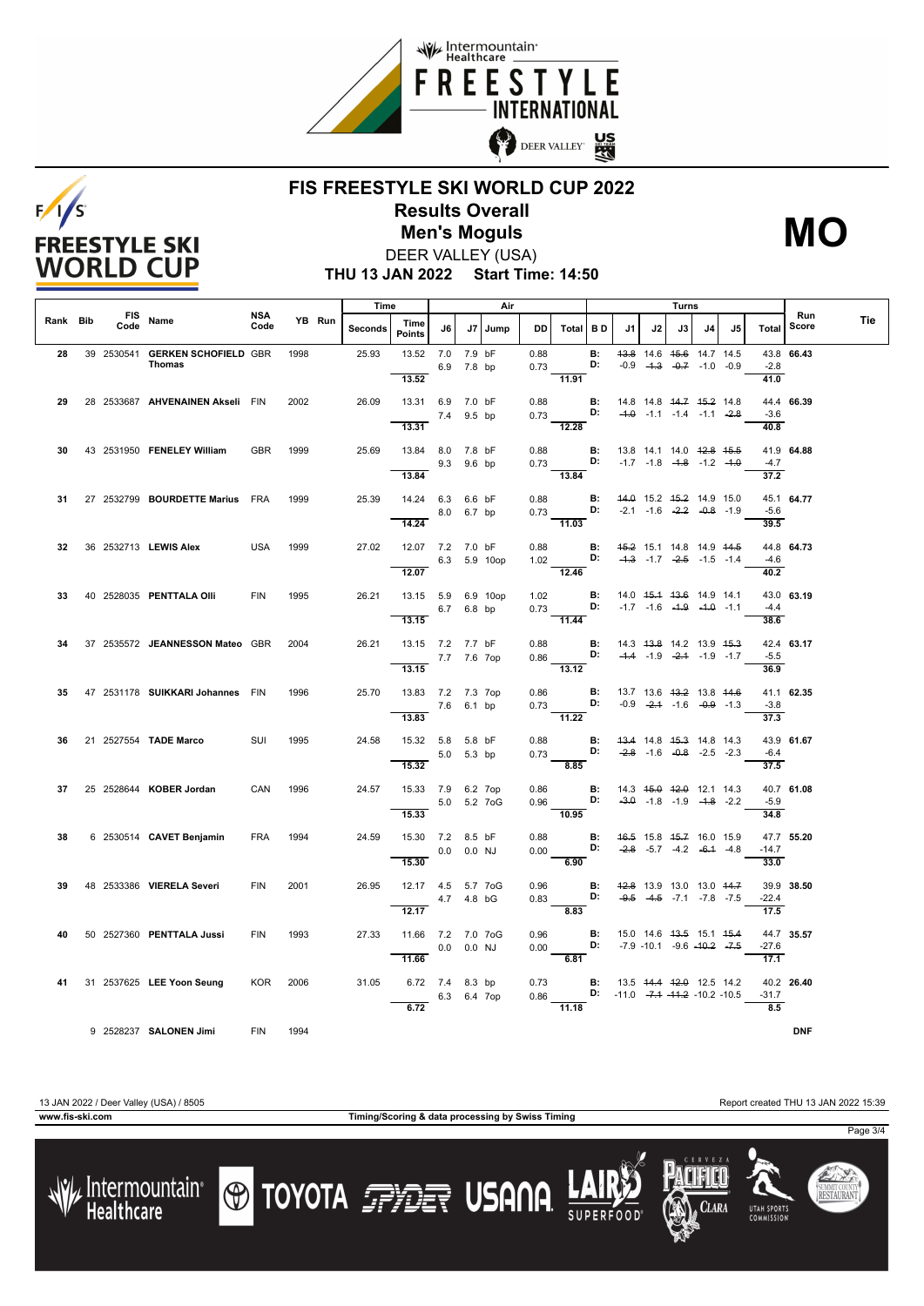# FIS FREESTYLE SKI WORLD CUP 2022

## Results Overall

## Men's Moguls

**MO**

DEER VALLEY (USA)

**THU 13 JAN 2022 Start Time: 14:50**

| Rank | Bib | FIS Code | Name | NSA Code | YB | Run | Time Seconds | Time Points | Air J6 | Air J7 | Jump | DD | Air Total | BD | J1 | J2 | J3 | J4 | J5 | Turns Total | Run Score | Tie |
|---|---|---|---|---|---|---|---|---|---|---|---|---|---|---|---|---|---|---|---|---|---|---|
| 28 | 39 | 2530541 | **GERKEN SCHOFIELD Thomas** | GBR | 1998 | | 25.93 | 13.52 | 7.0 | 7.9 | bF | 0.88 | | B: | ~~13.8~~ | 14.6 | ~~15.6~~ | 14.7 | 14.5 | 43.8 | **66.43** | |
| | | | | | | | | | 6.9 | 7.8 | bp | 0.73 | | D: | -0.9 | ~~-1.3~~ | ~~-0.7~~ | -1.0 | -0.9 | -2.8 | | |
| | | | | | | | | 13.52 | | | | | 11.91 | | | | | | | 41.0 | | |
| 29 | 28 | 2533687 | **AHVENAINEN Akseli** | FIN | 2002 | | 26.09 | 13.31 | 6.9 | 7.0 | bF | 0.88 | | B: | 14.8 | 14.8 | ~~14.7~~ | ~~15.2~~ | 14.8 | 44.4 | **66.39** | |
| | | | | | | | | | 7.4 | 9.5 | bp | 0.73 | | D: | ~~-1.0~~ | -1.1 | -1.4 | -1.1 | ~~-2.8~~ | -3.6 | | |
| | | | | | | | | 13.31 | | | | | 12.28 | | | | | | | 40.8 | | |
| 30 | 43 | 2531950 | **FENELEY William** | GBR | 1999 | | 25.69 | 13.84 | 8.0 | 7.8 | bF | 0.88 | | B: | 13.8 | 14.1 | 14.0 | ~~12.8~~ | ~~15.5~~ | 41.9 | **64.88** | |
| | | | | | | | | | 9.3 | 9.6 | bp | 0.73 | | D: | -1.7 | -1.8 | ~~-1.8~~ | -1.2 | ~~-1.0~~ | -4.7 | | |
| | | | | | | | | 13.84 | | | | | 13.84 | | | | | | | 37.2 | | |
| 31 | 27 | 2532799 | **BOURDETTE Marius** | FRA | 1999 | | 25.39 | 14.24 | 6.3 | 6.6 | bF | 0.88 | | B: | ~~14.0~~ | 15.2 | ~~15.2~~ | 14.9 | 15.0 | 45.1 | **64.77** | |
| | | | | | | | | | 8.0 | 6.7 | bp | 0.73 | | D: | -2.1 | -1.6 | ~~-2.2~~ | ~~-0.8~~ | -1.9 | -5.6 | | |
| | | | | | | | | 14.24 | | | | | 11.03 | | | | | | | 39.5 | | |
| 32 | 36 | 2532713 | **LEWIS Alex** | USA | 1999 | | 27.02 | 12.07 | 7.2 | 7.0 | bF | 0.88 | | B: | ~~15.2~~ | 15.1 | 14.8 | 14.9 | ~~14.5~~ | 44.8 | **64.73** | |
| | | | | | | | | | 6.3 | 5.9 | 10op | 1.02 | | D: | ~~-1.3~~ | -1.7 | ~~-2.5~~ | -1.5 | -1.4 | -4.6 | | |
| | | | | | | | | 12.07 | | | | | 12.46 | | | | | | | 40.2 | | |
| 33 | 40 | 2528035 | **PENTTALA Olli** | FIN | 1995 | | 26.21 | 13.15 | 5.9 | 6.9 | 10op | 1.02 | | B: | 14.0 | ~~15.1~~ | ~~13.6~~ | 14.9 | 14.1 | 43.0 | **63.19** | |
| | | | | | | | | | 6.7 | 6.8 | bp | 0.73 | | D: | -1.7 | -1.6 | ~~-1.9~~ | ~~-1.0~~ | -1.1 | -4.4 | | |
| | | | | | | | | 13.15 | | | | | 11.44 | | | | | | | 38.6 | | |
| 34 | 37 | 2535572 | **JEANNESSON Mateo** | GBR | 2004 | | 26.21 | 13.15 | 7.2 | 7.7 | bF | 0.88 | | B: | 14.3 | ~~13.8~~ | 14.2 | 13.9 | ~~15.3~~ | 42.4 | **63.17** | |
| | | | | | | | | | 7.7 | 7.6 | 7op | 0.86 | | D: | ~~-1.4~~ | -1.9 | ~~-2.1~~ | -1.9 | -1.7 | -5.5 | | |
| | | | | | | | | 13.15 | | | | | 13.12 | | | | | | | 36.9 | | |
| 35 | 47 | 2531178 | **SUIKKARI Johannes** | FIN | 1996 | | 25.70 | 13.83 | 7.2 | 7.3 | 7op | 0.86 | | B: | 13.7 | 13.6 | ~~13.2~~ | 13.8 | ~~14.6~~ | 41.1 | **62.35** | |
| | | | | | | | | | 7.6 | 6.1 | bp | 0.73 | | D: | -0.9 | ~~-2.1~~ | -1.6 | ~~-0.9~~ | -1.3 | -3.8 | | |
| | | | | | | | | 13.83 | | | | | 11.22 | | | | | | | 37.3 | | |
| 36 | 21 | 2527554 | **TADE Marco** | SUI | 1995 | | 24.58 | 15.32 | 5.8 | 5.8 | bF | 0.88 | | B: | ~~13.4~~ | 14.8 | ~~15.3~~ | 14.8 | 14.3 | 43.9 | **61.67** | |
| | | | | | | | | | 5.0 | 5.3 | bp | 0.73 | | D: | ~~-2.8~~ | -1.6 | ~~-0.8~~ | -2.5 | -2.3 | -6.4 | | |
| | | | | | | | | 15.32 | | | | | 8.85 | | | | | | | 37.5 | | |
| 37 | 25 | 2528644 | **KOBER Jordan** | CAN | 1996 | | 24.57 | 15.33 | 7.9 | 6.2 | 7op | 0.86 | | B: | 14.3 | ~~15.0~~ | ~~12.0~~ | 12.1 | 14.3 | 40.7 | **61.08** | |
| | | | | | | | | | 5.0 | 5.2 | 7oG | 0.96 | | D: | ~~-3.0~~ | -1.8 | -1.9 | ~~-1.8~~ | -2.2 | -5.9 | | |
| | | | | | | | | 15.33 | | | | | 10.95 | | | | | | | 34.8 | | |
| 38 | 6 | 2530514 | **CAVET Benjamin** | FRA | 1994 | | 24.59 | 15.30 | 7.2 | 8.5 | bF | 0.88 | | B: | ~~16.5~~ | 15.8 | ~~15.7~~ | 16.0 | 15.9 | 47.7 | **55.20** | |
| | | | | | | | | | 0.0 | 0.0 | NJ | 0.00 | | D: | ~~-2.8~~ | -5.7 | -4.2 | ~~-6.1~~ | -4.8 | -14.7 | | |
| | | | | | | | | 15.30 | | | | | 6.90 | | | | | | | 33.0 | | |
| 39 | 48 | 2533386 | **VIERELA Severi** | FIN | 2001 | | 26.95 | 12.17 | 4.5 | 5.7 | 7oG | 0.96 | | B: | ~~12.8~~ | 13.9 | 13.0 | 13.0 | ~~14.7~~ | 39.9 | **38.50** | |
| | | | | | | | | | 4.7 | 4.8 | bG | 0.83 | | D: | ~~-9.5~~ | ~~-4.5~~ | -7.1 | -7.8 | -7.5 | -22.4 | | |
| | | | | | | | | 12.17 | | | | | 8.83 | | | | | | | 17.5 | | |
| 40 | 50 | 2527360 | **PENTTALA Jussi** | FIN | 1993 | | 27.33 | 11.66 | 7.2 | 7.0 | 7oG | 0.96 | | B: | 15.0 | 14.6 | ~~13.5~~ | 15.1 | ~~15.4~~ | 44.7 | **35.57** | |
| | | | | | | | | | 0.0 | 0.0 | NJ | 0.00 | | D: | -7.9 | -10.1 | -9.6 | ~~-10.2~~ | ~~-7.5~~ | -27.6 | | |
| | | | | | | | | 11.66 | | | | | 6.81 | | | | | | | 17.1 | | |
| 41 | 31 | 2537625 | **LEE Yoon Seung** | KOR | 2006 | | 31.05 | 6.72 | 7.4 | 8.3 | bp | 0.73 | | B: | 13.5 | ~~14.4~~ | ~~12.0~~ | 12.5 | 14.2 | 40.2 | **26.40** | |
| | | | | | | | | | 6.3 | 6.4 | 7op | 0.86 | | D: | -11.0 | ~~-7.1~~ | ~~-11.2~~ | -10.2 | -10.5 | -31.7 | | |
| | | | | | | | | 6.72 | | | | | 11.18 | | | | | | | 8.5 | | |
| | 9 | 2528237 | **SALONEN Jimi** | FIN | 1994 | | | | | | | | | | | | | | | | **DNF** | |

13 JAN 2022 / Deer Valley (USA) / 8505 — Report created THU 13 JAN 2022 15:39

www.fis-ski.com — Timing/Scoring & data processing by Swiss Timing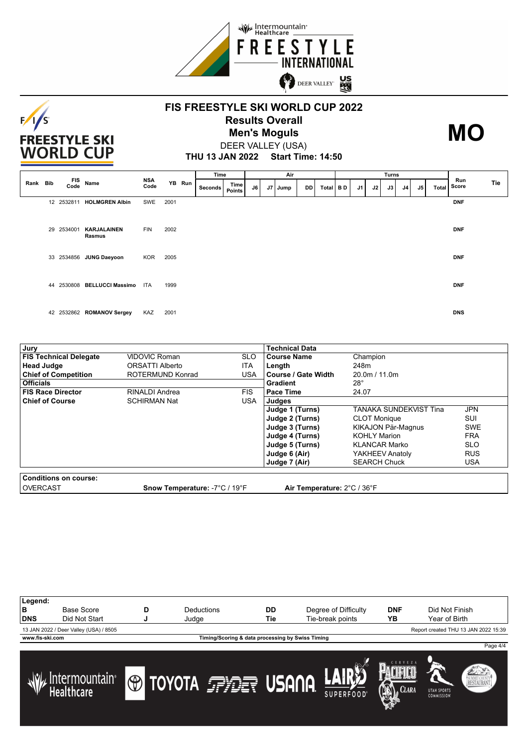# FIS FREESTYLE SKI WORLD CUP 2022

## Results Overall

## Men's Moguls

**MO**

DEER VALLEY (USA)

**THU 13 JAN 2022 Start Time: 14:50**

| Rank | Bib | FIS Code | Name | NSA Code | YB | Run | Time Seconds | Time Points | Air J6 | Air J7 | Air Jump | Air DD | Air Total | Turns B D | Turns J1 | Turns J2 | Turns J3 | Turns J4 | Turns J5 | Turns Total | Run Score | Tie |
|---|---|---|---|---|---|---|---|---|---|---|---|---|---|---|---|---|---|---|---|---|---|---|
| | 12 | 2532811 | HOLMGREN Albin | SWE | 2001 | | | | | | | | | | | | | | | | DNF | |
| | 29 | 2534001 | KARJALAINEN Rasmus | FIN | 2002 | | | | | | | | | | | | | | | | DNF | |
| | 33 | 2534856 | JUNG Daeyoon | KOR | 2005 | | | | | | | | | | | | | | | | DNF | |
| | 44 | 2530808 | BELLUCCI Massimo | ITA | 1999 | | | | | | | | | | | | | | | | DNF | |
| | 42 | 2532862 | ROMANOV Sergey | KAZ | 2001 | | | | | | | | | | | | | | | | DNS | |

| Jury | | |
|---|---|---|
| **FIS Technical Delegate** | VIDOVIC Roman | SLO |
| **Head Judge** | ORSATTI Alberto | ITA |
| **Chief of Competition** | ROTERMUND Konrad | USA |
| **Officials** | | |
| **FIS Race Director** | RINALDI Andrea | FIS |
| **Chief of Course** | SCHIRMAN Nat | USA |

| Technical Data | | |
|---|---|---|
| **Course Name** | Champion | |
| **Length** | 248m | |
| **Course / Gate Width** | 20.0m / 11.0m | |
| **Gradient** | 28° | |
| **Pace Time** | 24.07 | |
| **Judges** | | |
| **Judge 1 (Turns)** | TANAKA SUNDEKVIST Tina | JPN |
| **Judge 2 (Turns)** | CLOT Monique | SUI |
| **Judge 3 (Turns)** | KIKAJON Pär-Magnus | SWE |
| **Judge 4 (Turns)** | KOHLY Marion | FRA |
| **Judge 5 (Turns)** | KLANCAR Marko | SLO |
| **Judge 6 (Air)** | YAKHEEV Anatoly | RUS |
| **Judge 7 (Air)** | SEARCH Chuck | USA |

**Conditions on course:**

OVERCAST **Snow Temperature: -7°C / 19°F** **Air Temperature: 2°C / 36°F**

| Legend: | | | | | | | |
|---|---|---|---|---|---|---|---|
| **B** | Base Score | **D** | Deductions | **DD** | Degree of Difficulty | **DNF** | Did Not Finish |
| **DNS** | Did Not Start | **J** | Judge | **Tie** | Tie-break points | **YB** | Year of Birth |

13 JAN 2022 / Deer Valley (USA) / 8505 — Report created THU 13 JAN 2022 15:39

www.fis-ski.com — Timing/Scoring & data processing by Swiss Timing